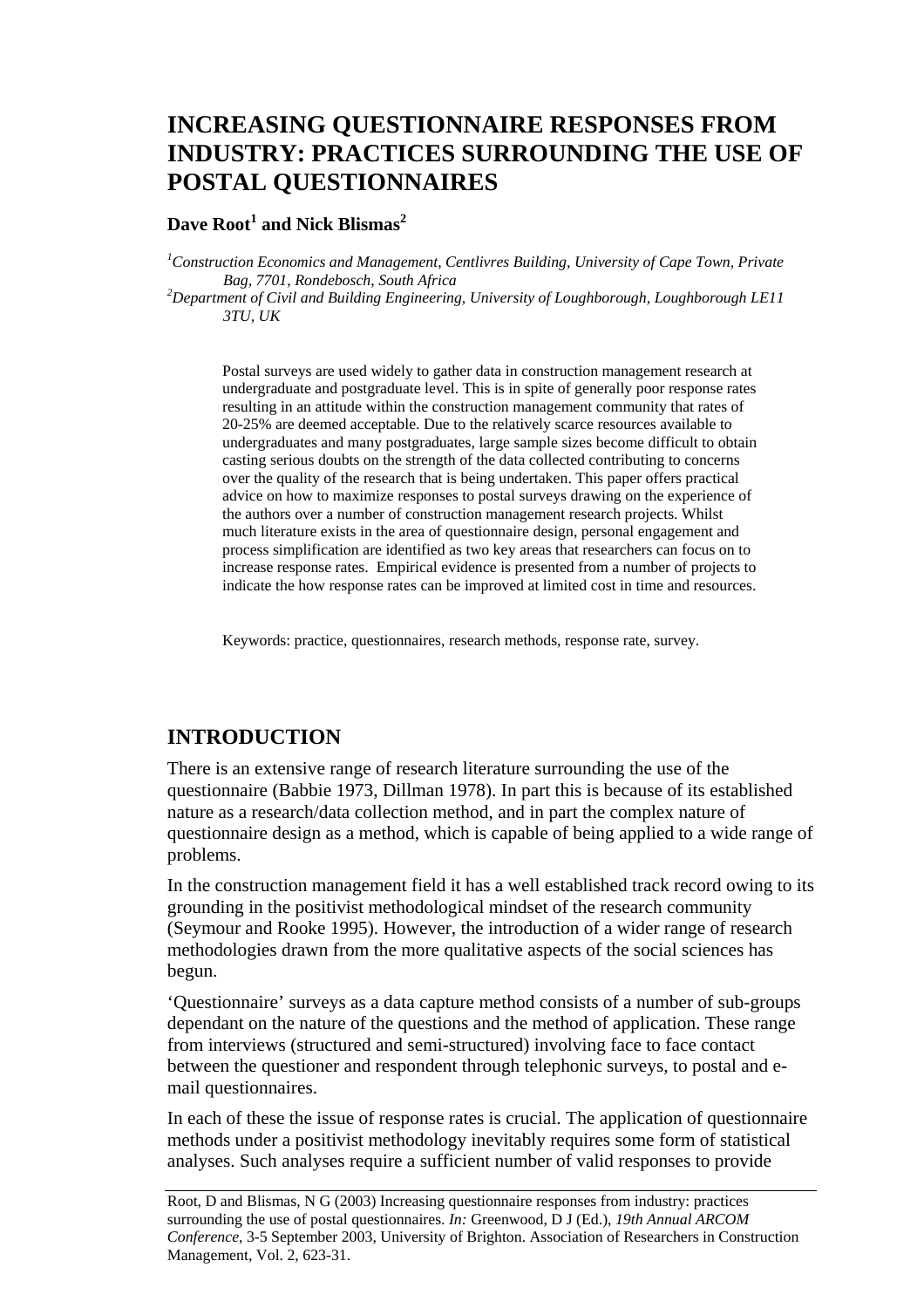# INCREASING QUESTIONNAIRE RESPONSES FROM INDUSTRY: PRACTICES SURROUNDING THE USE OF POSTAL QUESTIONNAIRES

**Dave Root[1] and Nick Blismas[2]**

[1]*Construction Economics and Management, Centlivres Building, University of Cape Town, Private Bag, 7701, Rondebosch, South Africa*
[2]*Department of Civil and Building Engineering, University of Loughborough, Loughborough LE11 3TU, UK*

Postal surveys are used widely to gather data in construction management research at undergraduate and postgraduate level. This is in spite of generally poor response rates resulting in an attitude within the construction management community that rates of 20-25% are deemed acceptable. Due to the relatively scarce resources available to undergraduates and many postgraduates, large sample sizes become difficult to obtain casting serious doubts on the strength of the data collected contributing to concerns over the quality of the research that is being undertaken. This paper offers practical advice on how to maximize responses to postal surveys drawing on the experience of the authors over a number of construction management research projects. Whilst much literature exists in the area of questionnaire design, personal engagement and process simplification are identified as two key areas that researchers can focus on to increase response rates. Empirical evidence is presented from a number of projects to indicate the how response rates can be improved at limited cost in time and resources.

Keywords: practice, questionnaires, research methods, response rate, survey.

## INTRODUCTION

There is an extensive range of research literature surrounding the use of the questionnaire (Babbie 1973, Dillman 1978). In part this is because of its established nature as a research/data collection method, and in part the complex nature of questionnaire design as a method, which is capable of being applied to a wide range of problems.

In the construction management field it has a well established track record owing to its grounding in the positivist methodological mindset of the research community (Seymour and Rooke 1995). However, the introduction of a wider range of research methodologies drawn from the more qualitative aspects of the social sciences has begun.

'Questionnaire' surveys as a data capture method consists of a number of sub-groups dependant on the nature of the questions and the method of application. These range from interviews (structured and semi-structured) involving face to face contact between the questioner and respondent through telephonic surveys, to postal and e-mail questionnaires.

In each of these the issue of response rates is crucial. The application of questionnaire methods under a positivist methodology inevitably requires some form of statistical analyses. Such analyses require a sufficient number of valid responses to provide

Root, D and Blismas, N G (2003) Increasing questionnaire responses from industry: practices surrounding the use of postal questionnaires. *In:* Greenwood, D J (Ed.), *19th Annual ARCOM Conference*, 3-5 September 2003, University of Brighton. Association of Researchers in Construction Management, Vol. 2, 623-31.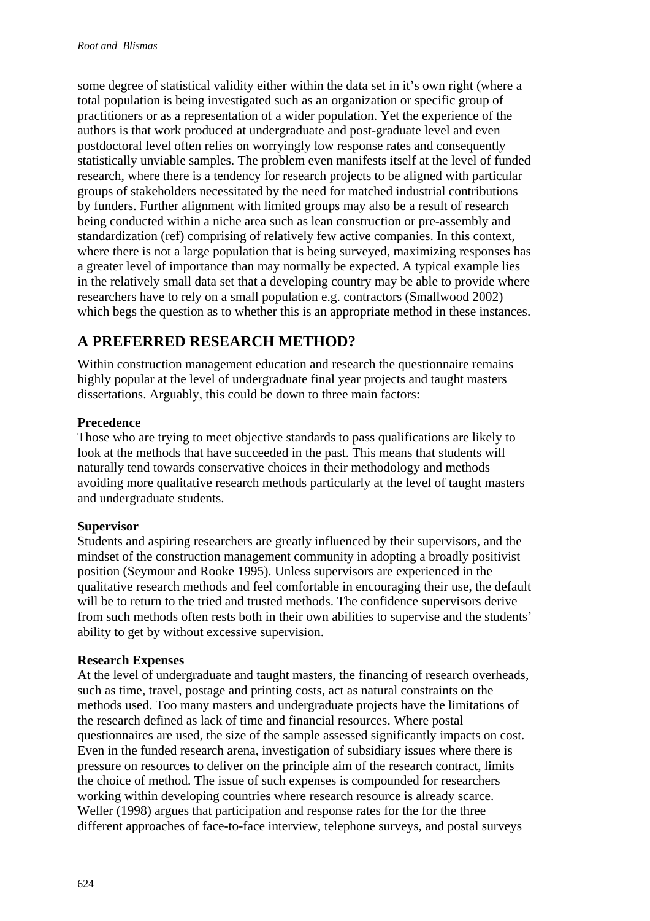some degree of statistical validity either within the data set in it's own right (where a total population is being investigated such as an organization or specific group of practitioners or as a representation of a wider population. Yet the experience of the authors is that work produced at undergraduate and post-graduate level and even postdoctoral level often relies on worryingly low response rates and consequently statistically unviable samples. The problem even manifests itself at the level of funded research, where there is a tendency for research projects to be aligned with particular groups of stakeholders necessitated by the need for matched industrial contributions by funders. Further alignment with limited groups may also be a result of research being conducted within a niche area such as lean construction or pre-assembly and standardization (ref) comprising of relatively few active companies. In this context, where there is not a large population that is being surveyed, maximizing responses has a greater level of importance than may normally be expected. A typical example lies in the relatively small data set that a developing country may be able to provide where researchers have to rely on a small population e.g. contractors (Smallwood 2002) which begs the question as to whether this is an appropriate method in these instances.

## A PREFERRED RESEARCH METHOD?

Within construction management education and research the questionnaire remains highly popular at the level of undergraduate final year projects and taught masters dissertations. Arguably, this could be down to three main factors:

**Precedence**
Those who are trying to meet objective standards to pass qualifications are likely to look at the methods that have succeeded in the past. This means that students will naturally tend towards conservative choices in their methodology and methods avoiding more qualitative research methods particularly at the level of taught masters and undergraduate students.

**Supervisor**
Students and aspiring researchers are greatly influenced by their supervisors, and the mindset of the construction management community in adopting a broadly positivist position (Seymour and Rooke 1995). Unless supervisors are experienced in the qualitative research methods and feel comfortable in encouraging their use, the default will be to return to the tried and trusted methods. The confidence supervisors derive from such methods often rests both in their own abilities to supervise and the students' ability to get by without excessive supervision.

**Research Expenses**
At the level of undergraduate and taught masters, the financing of research overheads, such as time, travel, postage and printing costs, act as natural constraints on the methods used. Too many masters and undergraduate projects have the limitations of the research defined as lack of time and financial resources. Where postal questionnaires are used, the size of the sample assessed significantly impacts on cost. Even in the funded research arena, investigation of subsidiary issues where there is pressure on resources to deliver on the principle aim of the research contract, limits the choice of method. The issue of such expenses is compounded for researchers working within developing countries where research resource is already scarce. Weller (1998) argues that participation and response rates for the for the three different approaches of face-to-face interview, telephone surveys, and postal surveys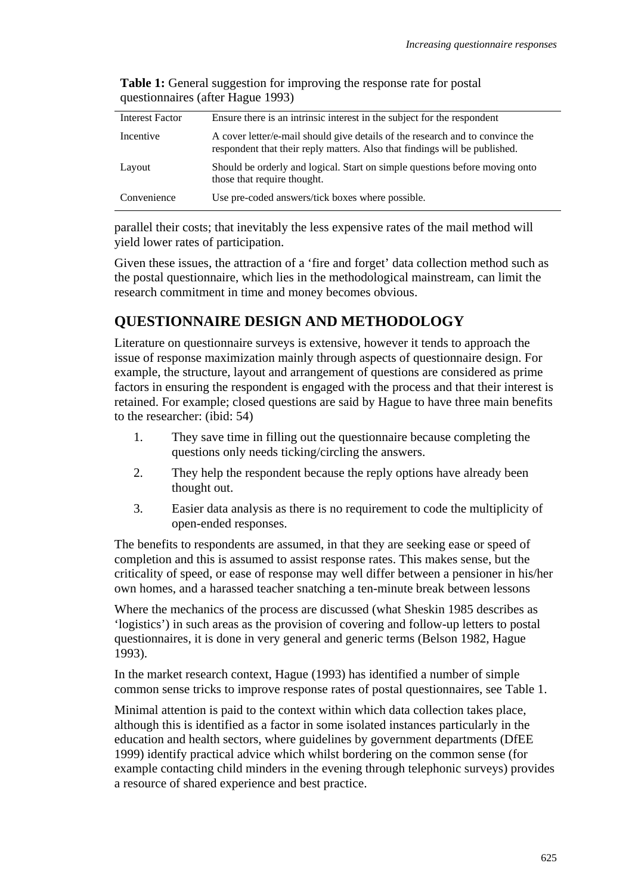**Table 1:** General suggestion for improving the response rate for postal questionnaires (after Hague 1993)

| | |
|---|---|
| Interest Factor | Ensure there is an intrinsic interest in the subject for the respondent |
| Incentive | A cover letter/e-mail should give details of the research and to convince the respondent that their reply matters. Also that findings will be published. |
| Layout | Should be orderly and logical. Start on simple questions before moving onto those that require thought. |
| Convenience | Use pre-coded answers/tick boxes where possible. |

parallel their costs; that inevitably the less expensive rates of the mail method will yield lower rates of participation.

Given these issues, the attraction of a 'fire and forget' data collection method such as the postal questionnaire, which lies in the methodological mainstream, can limit the research commitment in time and money becomes obvious.

## QUESTIONNAIRE DESIGN AND METHODOLOGY

Literature on questionnaire surveys is extensive, however it tends to approach the issue of response maximization mainly through aspects of questionnaire design. For example, the structure, layout and arrangement of questions are considered as prime factors in ensuring the respondent is engaged with the process and that their interest is retained. For example; closed questions are said by Hague to have three main benefits to the researcher: (ibid: 54)

1. They save time in filling out the questionnaire because completing the questions only needs ticking/circling the answers.
2. They help the respondent because the reply options have already been thought out.
3. Easier data analysis as there is no requirement to code the multiplicity of open-ended responses.

The benefits to respondents are assumed, in that they are seeking ease or speed of completion and this is assumed to assist response rates. This makes sense, but the criticality of speed, or ease of response may well differ between a pensioner in his/her own homes, and a harassed teacher snatching a ten-minute break between lessons

Where the mechanics of the process are discussed (what Sheskin 1985 describes as 'logistics') in such areas as the provision of covering and follow-up letters to postal questionnaires, it is done in very general and generic terms (Belson 1982, Hague 1993).

In the market research context, Hague (1993) has identified a number of simple common sense tricks to improve response rates of postal questionnaires, see Table 1.

Minimal attention is paid to the context within which data collection takes place, although this is identified as a factor in some isolated instances particularly in the education and health sectors, where guidelines by government departments (DfEE 1999) identify practical advice which whilst bordering on the common sense (for example contacting child minders in the evening through telephonic surveys) provides a resource of shared experience and best practice.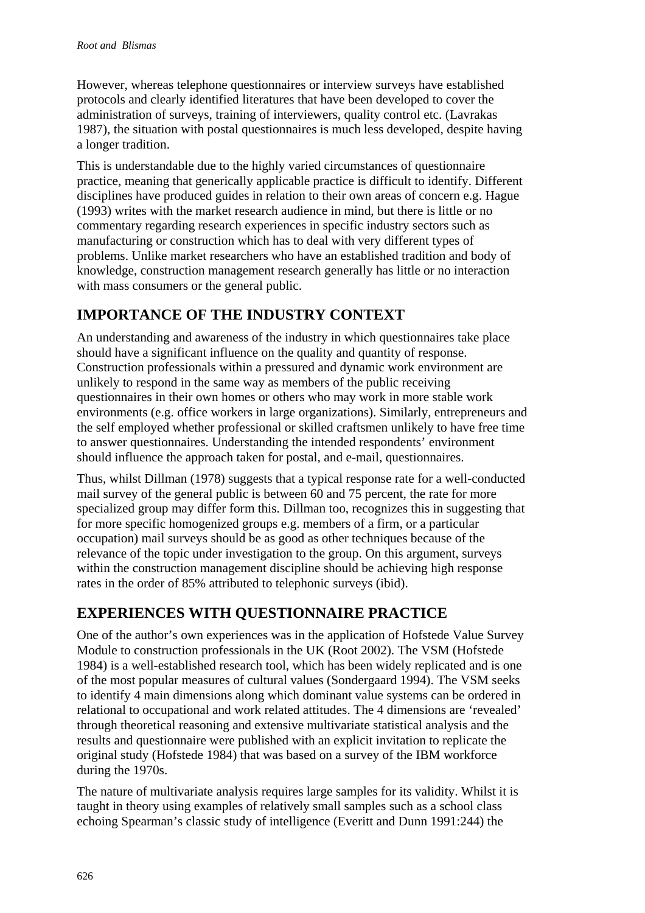However, whereas telephone questionnaires or interview surveys have established protocols and clearly identified literatures that have been developed to cover the administration of surveys, training of interviewers, quality control etc. (Lavrakas 1987), the situation with postal questionnaires is much less developed, despite having a longer tradition.

This is understandable due to the highly varied circumstances of questionnaire practice, meaning that generically applicable practice is difficult to identify. Different disciplines have produced guides in relation to their own areas of concern e.g. Hague (1993) writes with the market research audience in mind, but there is little or no commentary regarding research experiences in specific industry sectors such as manufacturing or construction which has to deal with very different types of problems. Unlike market researchers who have an established tradition and body of knowledge, construction management research generally has little or no interaction with mass consumers or the general public.

## IMPORTANCE OF THE INDUSTRY CONTEXT

An understanding and awareness of the industry in which questionnaires take place should have a significant influence on the quality and quantity of response. Construction professionals within a pressured and dynamic work environment are unlikely to respond in the same way as members of the public receiving questionnaires in their own homes or others who may work in more stable work environments (e.g. office workers in large organizations). Similarly, entrepreneurs and the self employed whether professional or skilled craftsmen unlikely to have free time to answer questionnaires. Understanding the intended respondents' environment should influence the approach taken for postal, and e-mail, questionnaires.

Thus, whilst Dillman (1978) suggests that a typical response rate for a well-conducted mail survey of the general public is between 60 and 75 percent, the rate for more specialized group may differ form this. Dillman too, recognizes this in suggesting that for more specific homogenized groups e.g. members of a firm, or a particular occupation) mail surveys should be as good as other techniques because of the relevance of the topic under investigation to the group. On this argument, surveys within the construction management discipline should be achieving high response rates in the order of 85% attributed to telephonic surveys (ibid).

## EXPERIENCES WITH QUESTIONNAIRE PRACTICE

One of the author's own experiences was in the application of Hofstede Value Survey Module to construction professionals in the UK (Root 2002). The VSM (Hofstede 1984) is a well-established research tool, which has been widely replicated and is one of the most popular measures of cultural values (Sondergaard 1994). The VSM seeks to identify 4 main dimensions along which dominant value systems can be ordered in relational to occupational and work related attitudes. The 4 dimensions are 'revealed' through theoretical reasoning and extensive multivariate statistical analysis and the results and questionnaire were published with an explicit invitation to replicate the original study (Hofstede 1984) that was based on a survey of the IBM workforce during the 1970s.

The nature of multivariate analysis requires large samples for its validity. Whilst it is taught in theory using examples of relatively small samples such as a school class echoing Spearman's classic study of intelligence (Everitt and Dunn 1991:244) the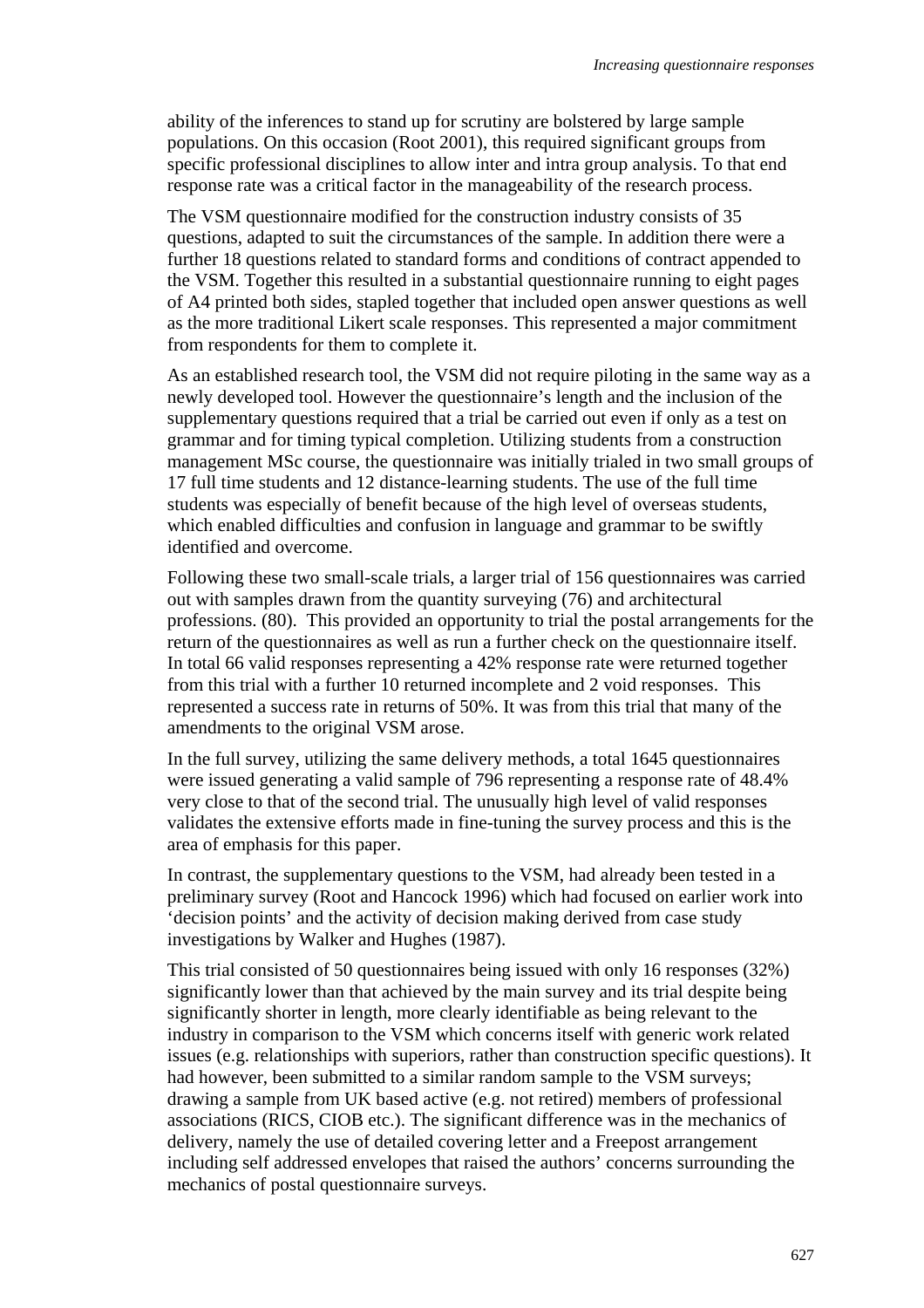ability of the inferences to stand up for scrutiny are bolstered by large sample populations. On this occasion (Root 2001), this required significant groups from specific professional disciplines to allow inter and intra group analysis. To that end response rate was a critical factor in the manageability of the research process.

The VSM questionnaire modified for the construction industry consists of 35 questions, adapted to suit the circumstances of the sample. In addition there were a further 18 questions related to standard forms and conditions of contract appended to the VSM. Together this resulted in a substantial questionnaire running to eight pages of A4 printed both sides, stapled together that included open answer questions as well as the more traditional Likert scale responses. This represented a major commitment from respondents for them to complete it.

As an established research tool, the VSM did not require piloting in the same way as a newly developed tool. However the questionnaire's length and the inclusion of the supplementary questions required that a trial be carried out even if only as a test on grammar and for timing typical completion. Utilizing students from a construction management MSc course, the questionnaire was initially trialed in two small groups of 17 full time students and 12 distance-learning students. The use of the full time students was especially of benefit because of the high level of overseas students, which enabled difficulties and confusion in language and grammar to be swiftly identified and overcome.

Following these two small-scale trials, a larger trial of 156 questionnaires was carried out with samples drawn from the quantity surveying (76) and architectural professions. (80). This provided an opportunity to trial the postal arrangements for the return of the questionnaires as well as run a further check on the questionnaire itself. In total 66 valid responses representing a 42% response rate were returned together from this trial with a further 10 returned incomplete and 2 void responses. This represented a success rate in returns of 50%. It was from this trial that many of the amendments to the original VSM arose.

In the full survey, utilizing the same delivery methods, a total 1645 questionnaires were issued generating a valid sample of 796 representing a response rate of 48.4% very close to that of the second trial. The unusually high level of valid responses validates the extensive efforts made in fine-tuning the survey process and this is the area of emphasis for this paper.

In contrast, the supplementary questions to the VSM, had already been tested in a preliminary survey (Root and Hancock 1996) which had focused on earlier work into 'decision points' and the activity of decision making derived from case study investigations by Walker and Hughes (1987).

This trial consisted of 50 questionnaires being issued with only 16 responses (32%) significantly lower than that achieved by the main survey and its trial despite being significantly shorter in length, more clearly identifiable as being relevant to the industry in comparison to the VSM which concerns itself with generic work related issues (e.g. relationships with superiors, rather than construction specific questions). It had however, been submitted to a similar random sample to the VSM surveys; drawing a sample from UK based active (e.g. not retired) members of professional associations (RICS, CIOB etc.). The significant difference was in the mechanics of delivery, namely the use of detailed covering letter and a Freepost arrangement including self addressed envelopes that raised the authors' concerns surrounding the mechanics of postal questionnaire surveys.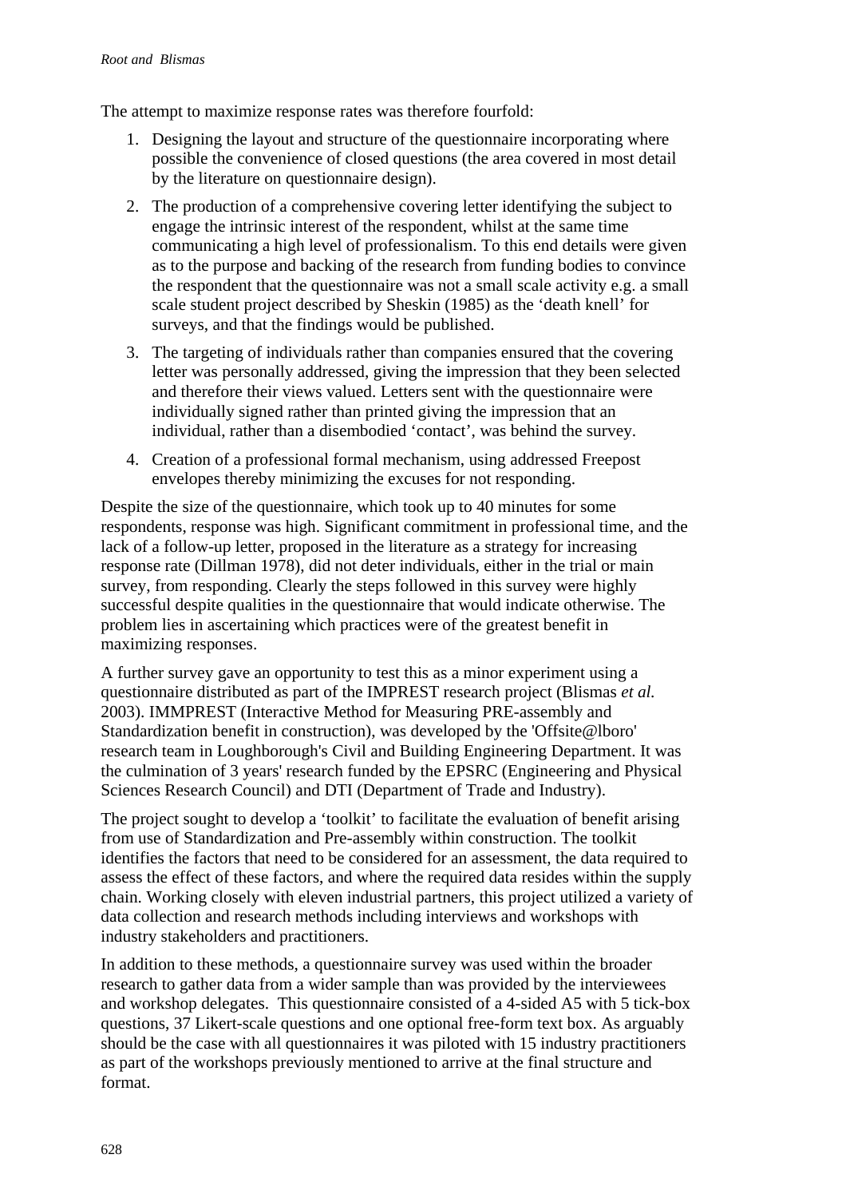The attempt to maximize response rates was therefore fourfold:

1. Designing the layout and structure of the questionnaire incorporating where possible the convenience of closed questions (the area covered in most detail by the literature on questionnaire design).
2. The production of a comprehensive covering letter identifying the subject to engage the intrinsic interest of the respondent, whilst at the same time communicating a high level of professionalism. To this end details were given as to the purpose and backing of the research from funding bodies to convince the respondent that the questionnaire was not a small scale activity e.g. a small scale student project described by Sheskin (1985) as the 'death knell' for surveys, and that the findings would be published.
3. The targeting of individuals rather than companies ensured that the covering letter was personally addressed, giving the impression that they been selected and therefore their views valued. Letters sent with the questionnaire were individually signed rather than printed giving the impression that an individual, rather than a disembodied 'contact', was behind the survey.
4. Creation of a professional formal mechanism, using addressed Freepost envelopes thereby minimizing the excuses for not responding.

Despite the size of the questionnaire, which took up to 40 minutes for some respondents, response was high. Significant commitment in professional time, and the lack of a follow-up letter, proposed in the literature as a strategy for increasing response rate (Dillman 1978), did not deter individuals, either in the trial or main survey, from responding. Clearly the steps followed in this survey were highly successful despite qualities in the questionnaire that would indicate otherwise. The problem lies in ascertaining which practices were of the greatest benefit in maximizing responses.

A further survey gave an opportunity to test this as a minor experiment using a questionnaire distributed as part of the IMPREST research project (Blismas *et al.* 2003). IMMPREST (Interactive Method for Measuring PRE-assembly and Standardization benefit in construction), was developed by the 'Offsite@lboro' research team in Loughborough's Civil and Building Engineering Department. It was the culmination of 3 years' research funded by the EPSRC (Engineering and Physical Sciences Research Council) and DTI (Department of Trade and Industry).

The project sought to develop a 'toolkit' to facilitate the evaluation of benefit arising from use of Standardization and Pre-assembly within construction. The toolkit identifies the factors that need to be considered for an assessment, the data required to assess the effect of these factors, and where the required data resides within the supply chain. Working closely with eleven industrial partners, this project utilized a variety of data collection and research methods including interviews and workshops with industry stakeholders and practitioners.

In addition to these methods, a questionnaire survey was used within the broader research to gather data from a wider sample than was provided by the interviewees and workshop delegates. This questionnaire consisted of a 4-sided A5 with 5 tick-box questions, 37 Likert-scale questions and one optional free-form text box. As arguably should be the case with all questionnaires it was piloted with 15 industry practitioners as part of the workshops previously mentioned to arrive at the final structure and format.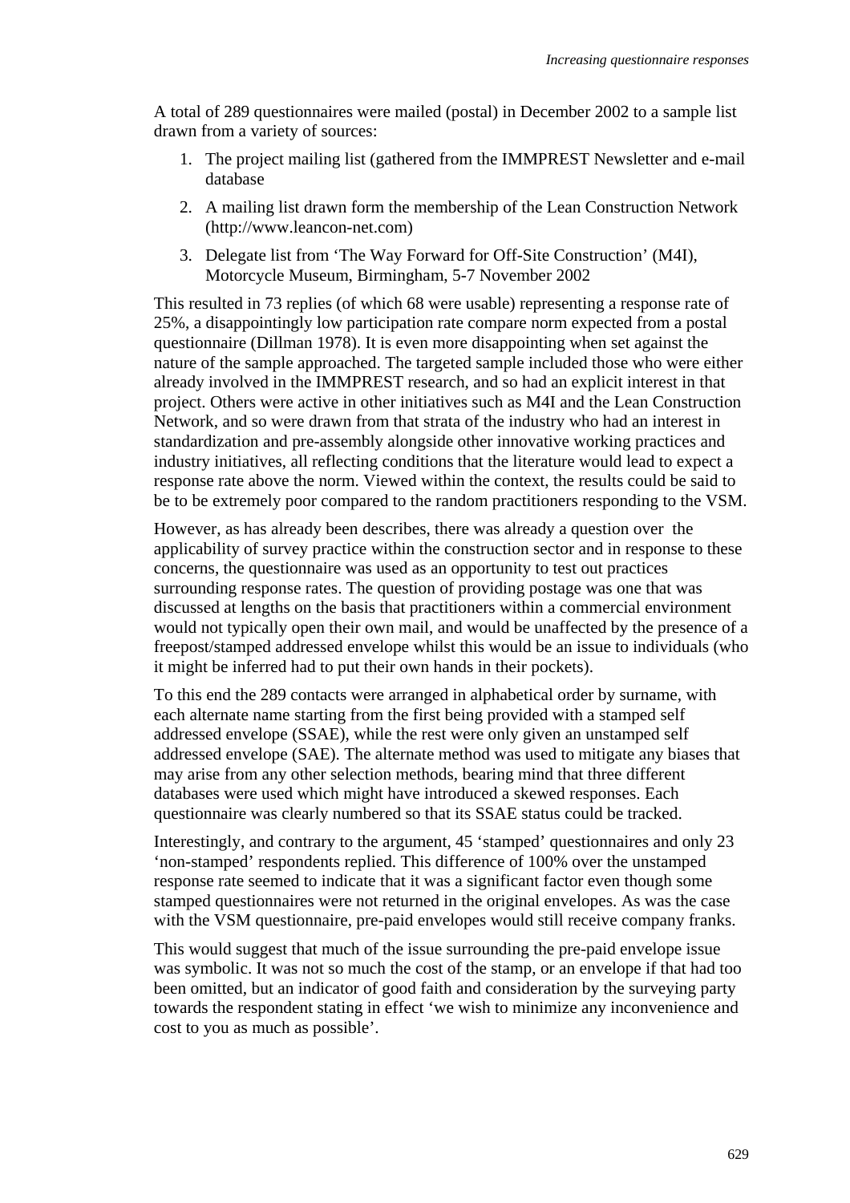A total of 289 questionnaires were mailed (postal) in December 2002 to a sample list drawn from a variety of sources:

1. The project mailing list (gathered from the IMMPREST Newsletter and e-mail database
2. A mailing list drawn form the membership of the Lean Construction Network (http://www.leancon-net.com)
3. Delegate list from 'The Way Forward for Off-Site Construction' (M4I), Motorcycle Museum, Birmingham, 5-7 November 2002

This resulted in 73 replies (of which 68 were usable) representing a response rate of 25%, a disappointingly low participation rate compare norm expected from a postal questionnaire (Dillman 1978). It is even more disappointing when set against the nature of the sample approached. The targeted sample included those who were either already involved in the IMMPREST research, and so had an explicit interest in that project. Others were active in other initiatives such as M4I and the Lean Construction Network, and so were drawn from that strata of the industry who had an interest in standardization and pre-assembly alongside other innovative working practices and industry initiatives, all reflecting conditions that the literature would lead to expect a response rate above the norm. Viewed within the context, the results could be said to be to be extremely poor compared to the random practitioners responding to the VSM.

However, as has already been describes, there was already a question over the applicability of survey practice within the construction sector and in response to these concerns, the questionnaire was used as an opportunity to test out practices surrounding response rates. The question of providing postage was one that was discussed at lengths on the basis that practitioners within a commercial environment would not typically open their own mail, and would be unaffected by the presence of a freepost/stamped addressed envelope whilst this would be an issue to individuals (who it might be inferred had to put their own hands in their pockets).

To this end the 289 contacts were arranged in alphabetical order by surname, with each alternate name starting from the first being provided with a stamped self addressed envelope (SSAE), while the rest were only given an unstamped self addressed envelope (SAE). The alternate method was used to mitigate any biases that may arise from any other selection methods, bearing mind that three different databases were used which might have introduced a skewed responses. Each questionnaire was clearly numbered so that its SSAE status could be tracked.

Interestingly, and contrary to the argument, 45 'stamped' questionnaires and only 23 'non-stamped' respondents replied. This difference of 100% over the unstamped response rate seemed to indicate that it was a significant factor even though some stamped questionnaires were not returned in the original envelopes. As was the case with the VSM questionnaire, pre-paid envelopes would still receive company franks.

This would suggest that much of the issue surrounding the pre-paid envelope issue was symbolic. It was not so much the cost of the stamp, or an envelope if that had too been omitted, but an indicator of good faith and consideration by the surveying party towards the respondent stating in effect 'we wish to minimize any inconvenience and cost to you as much as possible'.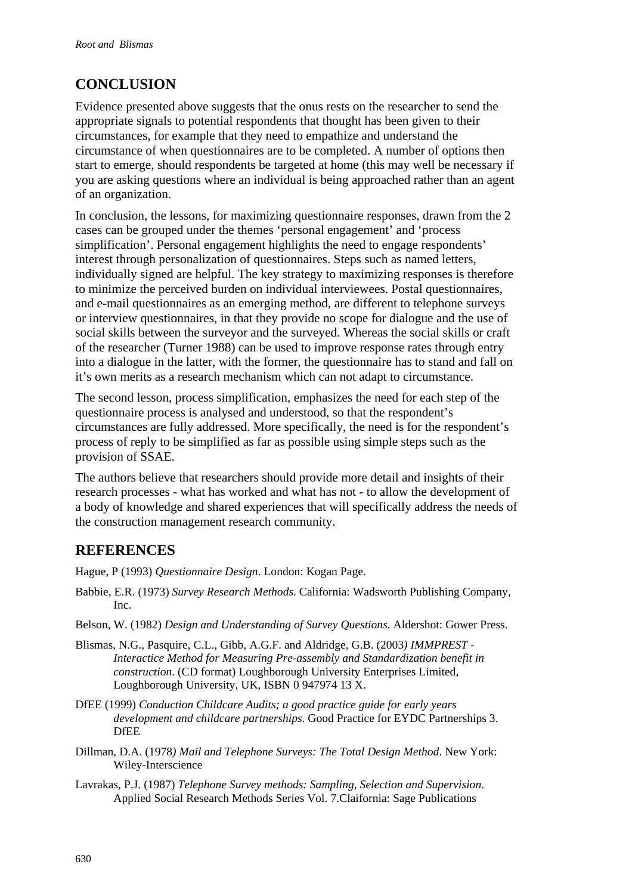## CONCLUSION

Evidence presented above suggests that the onus rests on the researcher to send the appropriate signals to potential respondents that thought has been given to their circumstances, for example that they need to empathize and understand the circumstance of when questionnaires are to be completed. A number of options then start to emerge, should respondents be targeted at home (this may well be necessary if you are asking questions where an individual is being approached rather than an agent of an organization.

In conclusion, the lessons, for maximizing questionnaire responses, drawn from the 2 cases can be grouped under the themes 'personal engagement' and 'process simplification'. Personal engagement highlights the need to engage respondents' interest through personalization of questionnaires. Steps such as named letters, individually signed are helpful. The key strategy to maximizing responses is therefore to minimize the perceived burden on individual interviewees. Postal questionnaires, and e-mail questionnaires as an emerging method, are different to telephone surveys or interview questionnaires, in that they provide no scope for dialogue and the use of social skills between the surveyor and the surveyed. Whereas the social skills or craft of the researcher (Turner 1988) can be used to improve response rates through entry into a dialogue in the latter, with the former, the questionnaire has to stand and fall on it's own merits as a research mechanism which can not adapt to circumstance.

The second lesson, process simplification, emphasizes the need for each step of the questionnaire process is analysed and understood, so that the respondent's circumstances are fully addressed. More specifically, the need is for the respondent's process of reply to be simplified as far as possible using simple steps such as the provision of SSAE.

The authors believe that researchers should provide more detail and insights of their research processes - what has worked and what has not - to allow the development of a body of knowledge and shared experiences that will specifically address the needs of the construction management research community.

## REFERENCES

Hague, P (1993) *Questionnaire Design*. London: Kogan Page.

Babbie, E.R. (1973) *Survey Research Methods*. California: Wadsworth Publishing Company, Inc.

Belson, W. (1982) *Design and Understanding of Survey Questions*. Aldershot: Gower Press.

Blismas, N.G., Pasquire, C.L., Gibb, A.G.F. and Aldridge, G.B. (2003*) IMMPREST - Interactice Method for Measuring Pre-assembly and Standardization benefit in construction*. (CD format) Loughborough University Enterprises Limited, Loughborough University, UK, ISBN 0 947974 13 X.

DfEE (1999) *Conduction Childcare Audits; a good practice guide for early years development and childcare partnerships*. Good Practice for EYDC Partnerships 3. DfEE

Dillman, D.A. (1978*) Mail and Telephone Surveys: The Total Design Method*. New York: Wiley-Interscience

Lavrakas, P.J. (1987) *Telephone Survey methods: Sampling, Selection and Supervision.* Applied Social Research Methods Series Vol. 7.Claifornia: Sage Publications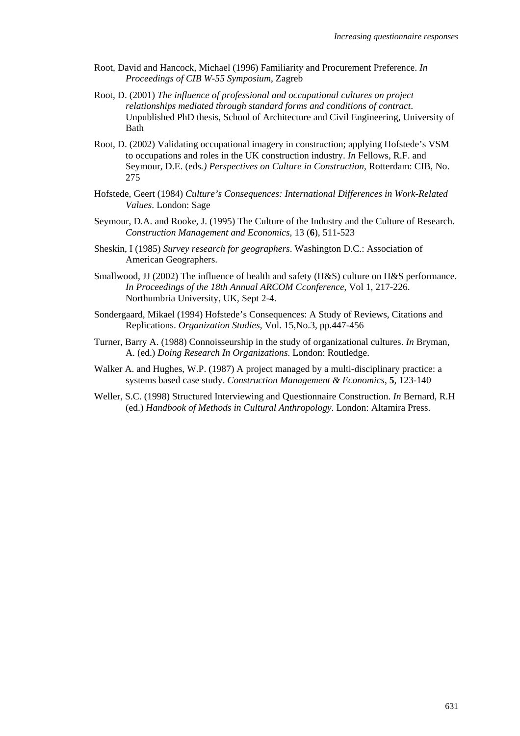Root, David and Hancock, Michael (1996) Familiarity and Procurement Preference. *In Proceedings of CIB W-55 Symposium*, Zagreb

Root, D. (2001) *The influence of professional and occupational cultures on project relationships mediated through standard forms and conditions of contract*. Unpublished PhD thesis, School of Architecture and Civil Engineering, University of Bath

Root, D. (2002) Validating occupational imagery in construction; applying Hofstede's VSM to occupations and roles in the UK construction industry. *In* Fellows, R.F. and Seymour, D.E. (eds*.) Perspectives on Culture in Construction*, Rotterdam: CIB, No. 275

Hofstede, Geert (1984) *Culture's Consequences: International Differences in Work-Related Values*. London: Sage

Seymour, D.A. and Rooke, J. (1995) The Culture of the Industry and the Culture of Research. *Construction Management and Economics*, 13 (**6**), 511-523

Sheskin, I (1985) *Survey research for geographers*. Washington D.C.: Association of American Geographers.

Smallwood, JJ (2002) The influence of health and safety (H&S) culture on H&S performance. *In Proceedings of the 18th Annual ARCOM Cconference*, Vol 1, 217-226. Northumbria University, UK, Sept 2-4.

Sondergaard, Mikael (1994) Hofstede's Consequences: A Study of Reviews, Citations and Replications. *Organization Studies*, Vol. 15,No.3, pp.447-456

Turner, Barry A. (1988) Connoisseurship in the study of organizational cultures. *In* Bryman, A. (ed.) *Doing Research In Organizations.* London: Routledge.

Walker A. and Hughes, W.P. (1987) A project managed by a multi-disciplinary practice: a systems based case study. *Construction Management & Economics*, **5**, 123-140

Weller, S.C. (1998) Structured Interviewing and Questionnaire Construction. *In* Bernard, R.H (ed.) *Handbook of Methods in Cultural Anthropology*. London: Altamira Press.